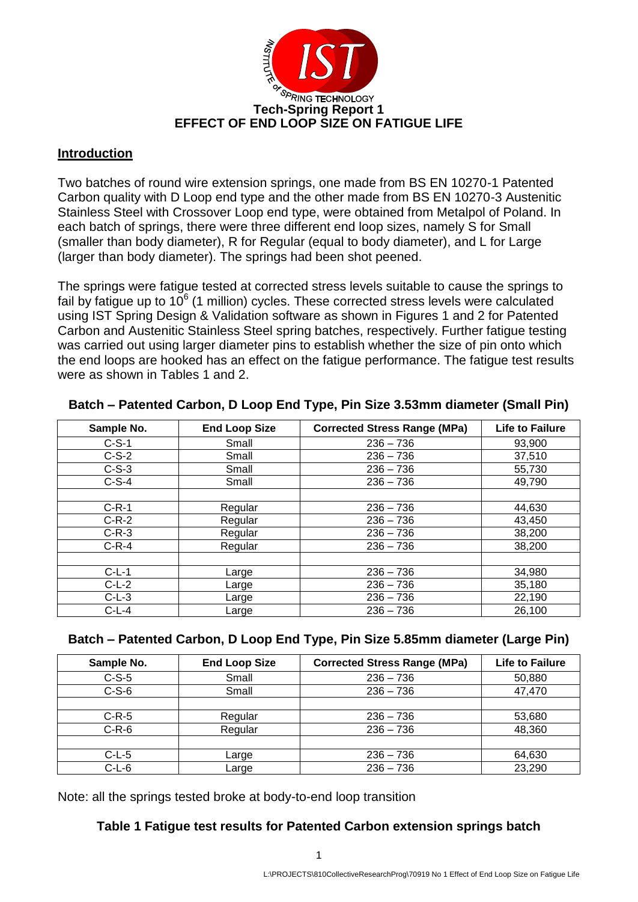**Tech-Spring Report 1**

# EFFECT OF END LOOP SIZE ON FATIGUE LIFE

## Introduction

Two batches of round wire extension springs, one made from BS EN 10270-1 Patented Carbon quality with D Loop end type and the other made from BS EN 10270-3 Austenitic Stainless Steel with Crossover Loop end type, were obtained from Metalpol of Poland. In each batch of springs, there were three different end loop sizes, namely S for Small (smaller than body diameter), R for Regular (equal to body diameter), and L for Large (larger than body diameter). The springs had been shot peened.

The springs were fatigue tested at corrected stress levels suitable to cause the springs to fail by fatigue up to $10^6$ (1 million) cycles. These corrected stress levels were calculated using IST Spring Design & Validation software as shown in Figures 1 and 2 for Patented Carbon and Austenitic Stainless Steel spring batches, respectively. Further fatigue testing was carried out using larger diameter pins to establish whether the size of pin onto which the end loops are hooked has an effect on the fatigue performance. The fatigue test results were as shown in Tables 1 and 2.

**Batch – Patented Carbon, D Loop End Type, Pin Size 3.53mm diameter (Small Pin)**

| Sample No. | End Loop Size | Corrected Stress Range (MPa) | Life to Failure |
|---|---|---|---|
| C-S-1 | Small | 236 – 736 | 93,900 |
| C-S-2 | Small | 236 – 736 | 37,510 |
| C-S-3 | Small | 236 – 736 | 55,730 |
| C-S-4 | Small | 236 – 736 | 49,790 |
| | | | |
| C-R-1 | Regular | 236 – 736 | 44,630 |
| C-R-2 | Regular | 236 – 736 | 43,450 |
| C-R-3 | Regular | 236 – 736 | 38,200 |
| C-R-4 | Regular | 236 – 736 | 38,200 |
| | | | |
| C-L-1 | Large | 236 – 736 | 34,980 |
| C-L-2 | Large | 236 – 736 | 35,180 |
| C-L-3 | Large | 236 – 736 | 22,190 |
| C-L-4 | Large | 236 – 736 | 26,100 |

**Batch – Patented Carbon, D Loop End Type, Pin Size 5.85mm diameter (Large Pin)**

| Sample No. | End Loop Size | Corrected Stress Range (MPa) | Life to Failure |
|---|---|---|---|
| C-S-5 | Small | 236 – 736 | 50,880 |
| C-S-6 | Small | 236 – 736 | 47,470 |
| | | | |
| C-R-5 | Regular | 236 – 736 | 53,680 |
| C-R-6 | Regular | 236 – 736 | 48,360 |
| | | | |
| C-L-5 | Large | 236 – 736 | 64,630 |
| C-L-6 | Large | 236 – 736 | 23,290 |

Note: all the springs tested broke at body-to-end loop transition

**Table 1 Fatigue test results for Patented Carbon extension springs batch**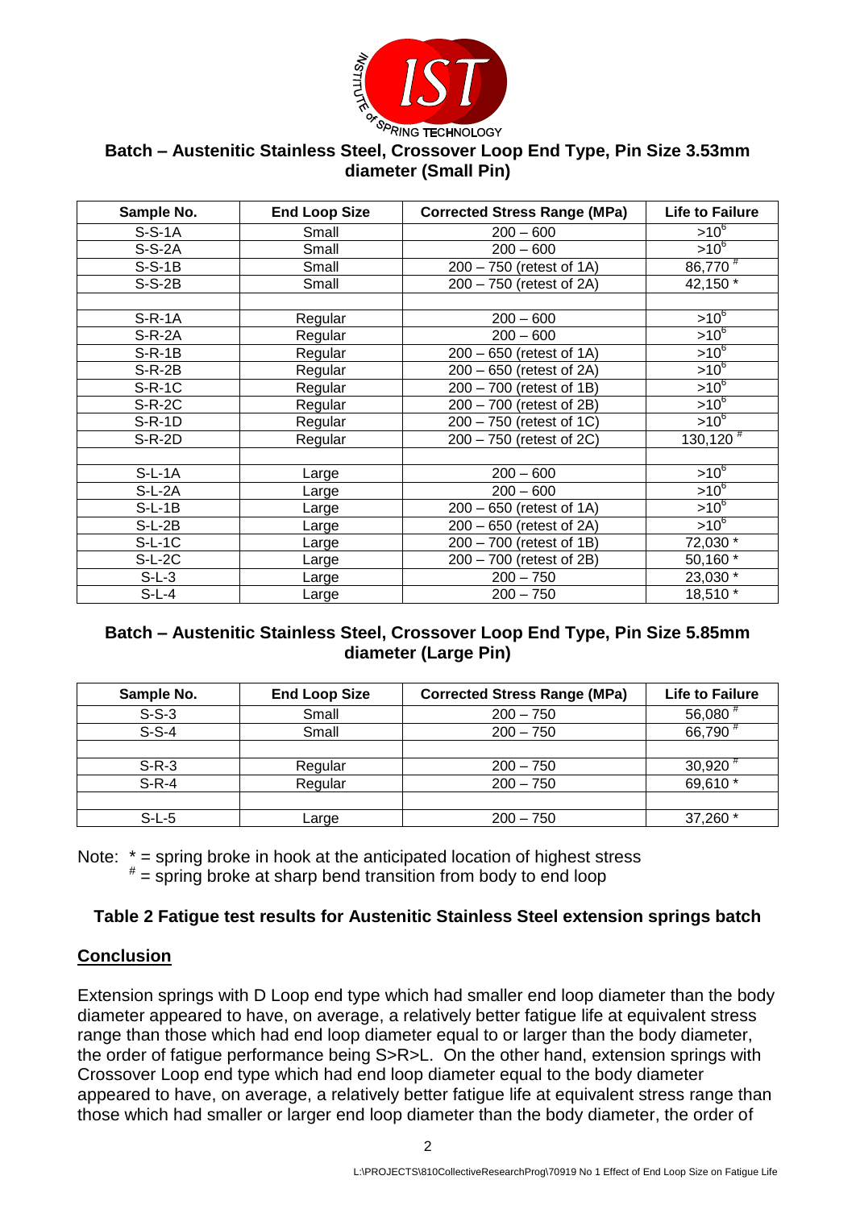### Batch – Austenitic Stainless Steel, Crossover Loop End Type, Pin Size 3.53mm diameter (Small Pin)

| Sample No. | End Loop Size | Corrected Stress Range (MPa) | Life to Failure |
|---|---|---|---|
| S-S-1A | Small | 200 – 600 | $>10^6$ |
| S-S-2A | Small | 200 – 600 | $>10^6$ |
| S-S-1B | Small | 200 – 750 (retest of 1A) | 86,770 # |
| S-S-2B | Small | 200 – 750 (retest of 2A) | 42,150 * |
| | | | |
| S-R-1A | Regular | 200 – 600 | $>10^6$ |
| S-R-2A | Regular | 200 – 600 | $>10^6$ |
| S-R-1B | Regular | 200 – 650 (retest of 1A) | $>10^6$ |
| S-R-2B | Regular | 200 – 650 (retest of 2A) | $>10^6$ |
| S-R-1C | Regular | 200 – 700 (retest of 1B) | $>10^6$ |
| S-R-2C | Regular | 200 – 700 (retest of 2B) | $>10^6$ |
| S-R-1D | Regular | 200 – 750 (retest of 1C) | $>10^6$ |
| S-R-2D | Regular | 200 – 750 (retest of 2C) | 130,120 # |
| | | | |
| S-L-1A | Large | 200 – 600 | $>10^6$ |
| S-L-2A | Large | 200 – 600 | $>10^6$ |
| S-L-1B | Large | 200 – 650 (retest of 1A) | $>10^6$ |
| S-L-2B | Large | 200 – 650 (retest of 2A) | $>10^6$ |
| S-L-1C | Large | 200 – 700 (retest of 1B) | 72,030 * |
| S-L-2C | Large | 200 – 700 (retest of 2B) | 50,160 * |
| S-L-3 | Large | 200 – 750 | 23,030 * |
| S-L-4 | Large | 200 – 750 | 18,510 * |

### Batch – Austenitic Stainless Steel, Crossover Loop End Type, Pin Size 5.85mm diameter (Large Pin)

| Sample No. | End Loop Size | Corrected Stress Range (MPa) | Life to Failure |
|---|---|---|---|
| S-S-3 | Small | 200 – 750 | 56,080 # |
| S-S-4 | Small | 200 – 750 | 66,790 # |
| | | | |
| S-R-3 | Regular | 200 – 750 | 30,920 # |
| S-R-4 | Regular | 200 – 750 | 69,610 * |
| | | | |
| S-L-5 | Large | 200 – 750 | 37,260 * |

Note: * = spring broke in hook at the anticipated location of highest stress
# = spring broke at sharp bend transition from body to end loop

**Table 2 Fatigue test results for Austenitic Stainless Steel extension springs batch**

## Conclusion

Extension springs with D Loop end type which had smaller end loop diameter than the body diameter appeared to have, on average, a relatively better fatigue life at equivalent stress range than those which had end loop diameter equal to or larger than the body diameter, the order of fatigue performance being S>R>L. On the other hand, extension springs with Crossover Loop end type which had end loop diameter equal to the body diameter appeared to have, on average, a relatively better fatigue life at equivalent stress range than those which had smaller or larger end loop diameter than the body diameter, the order of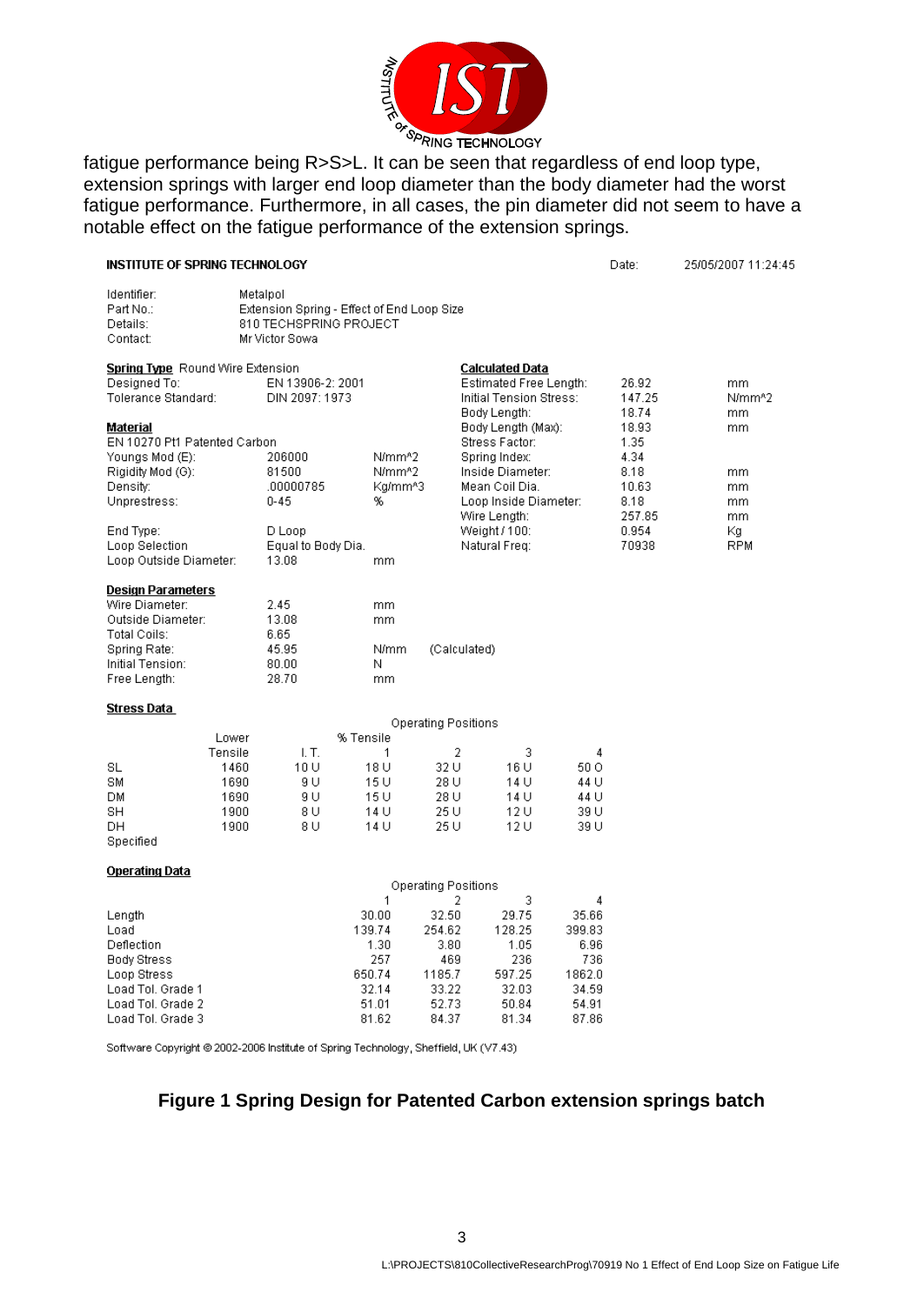fatigue performance being R>S>L. It can be seen that regardless of end loop type, extension springs with larger end loop diameter than the body diameter had the worst fatigue performance. Furthermore, in all cases, the pin diameter did not seem to have a notable effect on the fatigue performance of the extension springs.

**INSTITUTE OF SPRING TECHNOLOGY** Date: 25/05/2007 11:24:45

| | |
|---|---|
| Identifier: | Metalpol |
| Part No.: | Extension Spring - Effect of End Loop Size |
| Details: | 810 TECHSPRING PROJECT |
| Contact: | Mr Victor Sowa |

**Spring Type** Round Wire Extension

| | | |
|---|---|---|
| Designed To: | EN 13906-2: 2001 | |
| Tolerance Standard: | DIN 2097: 1973 | |

**Material**

| | | |
|---|---|---|
| EN 10270 Pt1 Patented Carbon | | |
| Youngs Mod (E): | 206000 | N/mm^2 |
| Rigidity Mod (G): | 81500 | N/mm^2 |
| Density: | .00000785 | Kg/mm^3 |
| Unprestress: | 0-45 | % |
| End Type: | D Loop | |
| Loop Selection | Equal to Body Dia. | |
| Loop Outside Diameter: | 13.08 | mm |

**Calculated Data**

| | | |
|---|---|---|
| Estimated Free Length: | 26.92 | mm |
| Initial Tension Stress: | 147.25 | N/mm^2 |
| Body Length: | 18.74 | mm |
| Body Length (Max): | 18.93 | mm |
| Stress Factor: | 1.35 | |
| Spring Index: | 4.34 | |
| Inside Diameter: | 8.18 | mm |
| Mean Coil Dia. | 10.63 | mm |
| Loop Inside Diameter: | 8.18 | mm |
| Wire Length: | 257.85 | mm |
| Weight / 100: | 0.954 | Kg |
| Natural Freq: | 70938 | RPM |

**Design Parameters**

| | | | |
|---|---|---|---|
| Wire Diameter: | 2.45 | mm | |
| Outside Diameter: | 13.08 | mm | |
| Total Coils: | 6.65 | | |
| Spring Rate: | 45.95 | N/mm | (Calculated) |
| Initial Tension: | 80.00 | N | |
| Free Length: | 28.70 | mm | |

**Stress Data**

| | Lower Tensile | % Tensile I.T. | Operating Positions 1 | 2 | 3 | 4 |
|---|---|---|---|---|---|---|
| SL | 1460 | 10 U | 18 U | 32 U | 16 U | 50 O |
| SM | 1690 | 9 U | 15 U | 28 U | 14 U | 44 U |
| DM | 1690 | 9 U | 15 U | 28 U | 14 U | 44 U |
| SH | 1900 | 8 U | 14 U | 25 U | 12 U | 39 U |
| DH | 1900 | 8 U | 14 U | 25 U | 12 U | 39 U |
| Specified | | | | | | |

**Operating Data**

| | Operating Positions 1 | 2 | 3 | 4 |
|---|---|---|---|---|
| Length | 30.00 | 32.50 | 29.75 | 35.66 |
| Load | 139.74 | 254.62 | 128.25 | 399.83 |
| Deflection | 1.30 | 3.80 | 1.05 | 6.96 |
| Body Stress | 257 | 469 | 236 | 736 |
| Loop Stress | 650.74 | 1185.7 | 597.25 | 1862.0 |
| Load Tol. Grade 1 | 32.14 | 33.22 | 32.03 | 34.59 |
| Load Tol. Grade 2 | 51.01 | 52.73 | 50.84 | 54.91 |
| Load Tol. Grade 3 | 81.62 | 84.37 | 81.34 | 87.86 |

Software Copyright © 2002-2006 Institute of Spring Technology, Sheffield, UK (V7.43)

**Figure 1 Spring Design for Patented Carbon extension springs batch**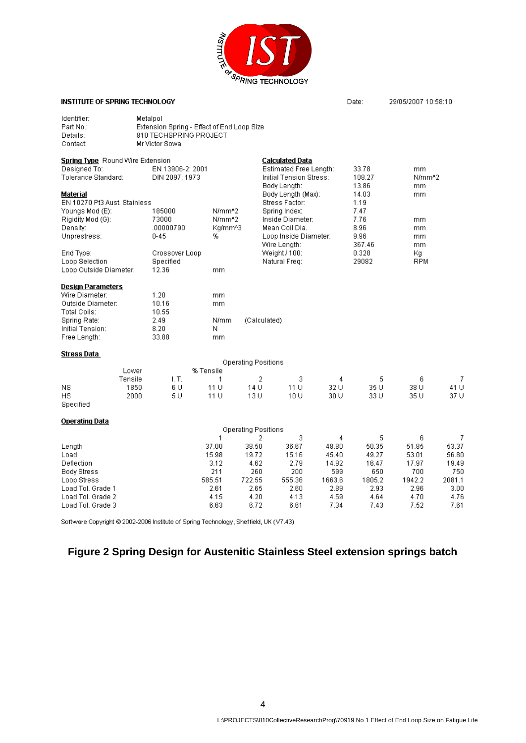INSTITUTE of SPRING TECHNOLOGY

**INSTITUTE OF SPRING TECHNOLOGY** Date: 29/05/2007 10:58:10

| | |
|---|---|
| Identifier: | Metalpol |
| Part No.: | Extension Spring - Effect of End Loop Size |
| Details: | 810 TECHSPRING PROJECT |
| Contact: | Mr Victor Sowa |

**Spring Type** Round Wire Extension

| | | |
|---|---|---|
| Designed To: | EN 13906-2: 2001 | |
| Tolerance Standard: | DIN 2097: 1973 | |

**Material**

EN 10270 Pt3 Aust. Stainless

| | | |
|---|---|---|
| Youngs Mod (E): | 185000 | N/mm^2 |
| Rigidity Mod (G): | 73000 | N/mm^2 |
| Density: | .00000790 | Kg/mm^3 |
| Unprestress: | 0-45 | % |
| End Type: | Crossover Loop | |
| Loop Selection | Specified | |
| Loop Outside Diameter: | 12.36 | mm |

**Calculated Data**

| | | |
|---|---|---|
| Estimated Free Length: | 33.78 | mm |
| Initial Tension Stress: | 108.27 | N/mm^2 |
| Body Length: | 13.86 | mm |
| Body Length (Max): | 14.03 | mm |
| Stress Factor: | 1.19 | |
| Spring Index: | 7.47 | |
| Inside Diameter: | 7.76 | mm |
| Mean Coil Dia. | 8.96 | mm |
| Loop Inside Diameter: | 9.96 | mm |
| Wire Length: | 367.46 | mm |
| Weight / 100: | 0.328 | Kg |
| Natural Freq: | 29082 | RPM |

**Design Parameters**

| | | | |
|---|---|---|---|
| Wire Diameter: | 1.20 | mm | |
| Outside Diameter: | 10.16 | mm | |
| Total Coils: | 10.55 | | |
| Spring Rate: | 2.49 | N/mm | (Calculated) |
| Initial Tension: | 8.20 | N | |
| Free Length: | 33.88 | mm | |

**Stress Data**

| | Lower Tensile | I.T. | % Tensile / Operating Positions 1 | 2 | 3 | 4 | 5 | 6 | 7 |
|---|---|---|---|---|---|---|---|---|---|
| NS | 1850 | 6 U | 11 U | 14 U | 11 U | 32 U | 35 U | 38 U | 41 U |
| HS | 2000 | 5 U | 11 U | 13 U | 10 U | 30 U | 33 U | 35 U | 37 U |
| Specified | | | | | | | | | |

**Operating Data**

| | Operating Positions 1 | 2 | 3 | 4 | 5 | 6 | 7 |
|---|---|---|---|---|---|---|---|
| Length | 37.00 | 38.50 | 36.67 | 48.80 | 50.35 | 51.85 | 53.37 |
| Load | 15.98 | 19.72 | 15.16 | 45.40 | 49.27 | 53.01 | 56.80 |
| Deflection | 3.12 | 4.62 | 2.79 | 14.92 | 16.47 | 17.97 | 19.49 |
| Body Stress | 211 | 260 | 200 | 599 | 650 | 700 | 750 |
| Loop Stress | 585.51 | 722.55 | 555.36 | 1663.6 | 1805.2 | 1942.2 | 2081.1 |
| Load Tol. Grade 1 | 2.61 | 2.65 | 2.60 | 2.89 | 2.93 | 2.96 | 3.00 |
| Load Tol. Grade 2 | 4.15 | 4.20 | 4.13 | 4.59 | 4.64 | 4.70 | 4.76 |
| Load Tol. Grade 3 | 6.63 | 6.72 | 6.61 | 7.34 | 7.43 | 7.52 | 7.61 |

Software Copyright © 2002-2006 Institute of Spring Technology, Sheffield, UK (V7.43)

**Figure 2 Spring Design for Austenitic Stainless Steel extension springs batch**